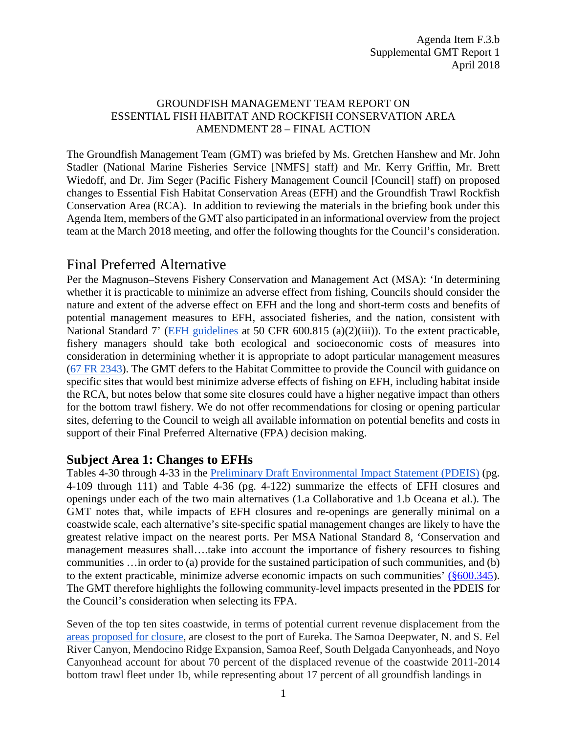Agenda Item F.3.b
Supplemental GMT Report 1
April 2018

GROUNDFISH MANAGEMENT TEAM REPORT ON
ESSENTIAL FISH HABITAT AND ROCKFISH CONSERVATION AREA
AMENDMENT 28 – FINAL ACTION

The Groundfish Management Team (GMT) was briefed by Ms. Gretchen Hanshew and Mr. John Stadler (National Marine Fisheries Service [NMFS] staff) and Mr. Kerry Griffin, Mr. Brett Wiedoff, and Dr. Jim Seger (Pacific Fishery Management Council [Council] staff) on proposed changes to Essential Fish Habitat Conservation Areas (EFH) and the Groundfish Trawl Rockfish Conservation Area (RCA). In addition to reviewing the materials in the briefing book under this Agenda Item, members of the GMT also participated in an informational overview from the project team at the March 2018 meeting, and offer the following thoughts for the Council's consideration.

# Final Preferred Alternative

Per the Magnuson–Stevens Fishery Conservation and Management Act (MSA): 'In determining whether it is practicable to minimize an adverse effect from fishing, Councils should consider the nature and extent of the adverse effect on EFH and the long and short-term costs and benefits of potential management measures to EFH, associated fisheries, and the nation, consistent with National Standard 7' (EFH guidelines at 50 CFR 600.815 (a)(2)(iii)). To the extent practicable, fishery managers should take both ecological and socioeconomic costs of measures into consideration in determining whether it is appropriate to adopt particular management measures (67 FR 2343). The GMT defers to the Habitat Committee to provide the Council with guidance on specific sites that would best minimize adverse effects of fishing on EFH, including habitat inside the RCA, but notes below that some site closures could have a higher negative impact than others for the bottom trawl fishery. We do not offer recommendations for closing or opening particular sites, deferring to the Council to weigh all available information on potential benefits and costs in support of their Final Preferred Alternative (FPA) decision making.

## Subject Area 1: Changes to EFHs

Tables 4-30 through 4-33 in the Preliminary Draft Environmental Impact Statement (PDEIS) (pg. 4-109 through 111) and Table 4-36 (pg. 4-122) summarize the effects of EFH closures and openings under each of the two main alternatives (1.a Collaborative and 1.b Oceana et al.). The GMT notes that, while impacts of EFH closures and re-openings are generally minimal on a coastwide scale, each alternative's site-specific spatial management changes are likely to have the greatest relative impact on the nearest ports. Per MSA National Standard 8, 'Conservation and management measures shall….take into account the importance of fishery resources to fishing communities …in order to (a) provide for the sustained participation of such communities, and (b) to the extent practicable, minimize adverse economic impacts on such communities' (§600.345). The GMT therefore highlights the following community-level impacts presented in the PDEIS for the Council's consideration when selecting its FPA.

Seven of the top ten sites coastwide, in terms of potential current revenue displacement from the areas proposed for closure, are closest to the port of Eureka. The Samoa Deepwater, N. and S. Eel River Canyon, Mendocino Ridge Expansion, Samoa Reef, South Delgada Canyonheads, and Noyo Canyonhead account for about 70 percent of the displaced revenue of the coastwide 2011-2014 bottom trawl fleet under 1b, while representing about 17 percent of all groundfish landings in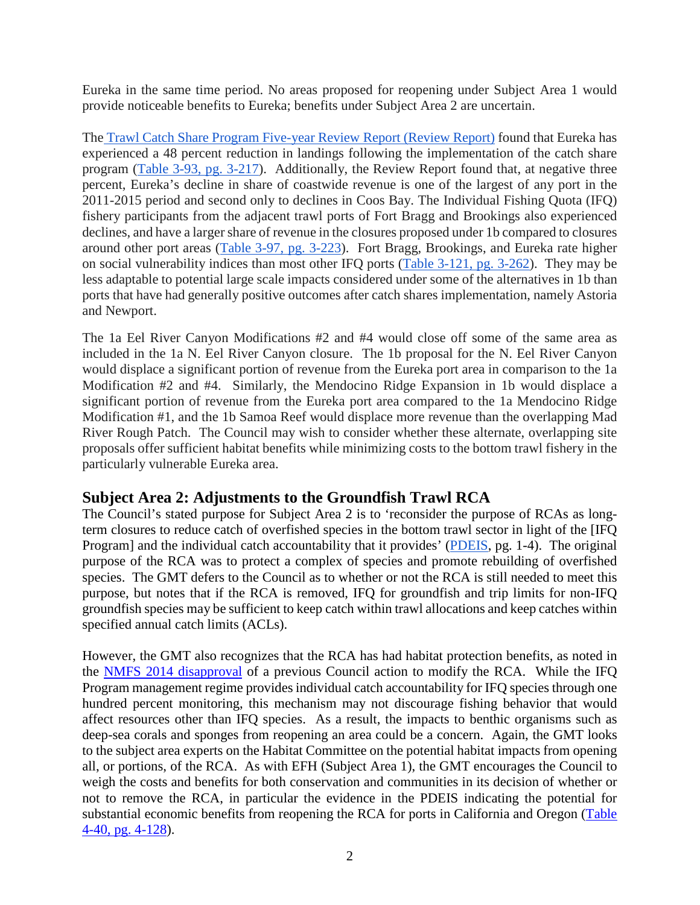Eureka in the same time period. No areas proposed for reopening under Subject Area 1 would provide noticeable benefits to Eureka; benefits under Subject Area 2 are uncertain.

The Trawl Catch Share Program Five-year Review Report (Review Report) found that Eureka has experienced a 48 percent reduction in landings following the implementation of the catch share program (Table 3-93, pg. 3-217). Additionally, the Review Report found that, at negative three percent, Eureka's decline in share of coastwide revenue is one of the largest of any port in the 2011-2015 period and second only to declines in Coos Bay. The Individual Fishing Quota (IFQ) fishery participants from the adjacent trawl ports of Fort Bragg and Brookings also experienced declines, and have a larger share of revenue in the closures proposed under 1b compared to closures around other port areas (Table 3-97, pg. 3-223). Fort Bragg, Brookings, and Eureka rate higher on social vulnerability indices than most other IFQ ports (Table 3-121, pg. 3-262). They may be less adaptable to potential large scale impacts considered under some of the alternatives in 1b than ports that have had generally positive outcomes after catch shares implementation, namely Astoria and Newport.

The 1a Eel River Canyon Modifications #2 and #4 would close off some of the same area as included in the 1a N. Eel River Canyon closure. The 1b proposal for the N. Eel River Canyon would displace a significant portion of revenue from the Eureka port area in comparison to the 1a Modification #2 and #4. Similarly, the Mendocino Ridge Expansion in 1b would displace a significant portion of revenue from the Eureka port area compared to the 1a Mendocino Ridge Modification #1, and the 1b Samoa Reef would displace more revenue than the overlapping Mad River Rough Patch. The Council may wish to consider whether these alternate, overlapping site proposals offer sufficient habitat benefits while minimizing costs to the bottom trawl fishery in the particularly vulnerable Eureka area.

## Subject Area 2: Adjustments to the Groundfish Trawl RCA

The Council's stated purpose for Subject Area 2 is to 'reconsider the purpose of RCAs as long-term closures to reduce catch of overfished species in the bottom trawl sector in light of the [IFQ Program] and the individual catch accountability that it provides' (PDEIS, pg. 1-4). The original purpose of the RCA was to protect a complex of species and promote rebuilding of overfished species. The GMT defers to the Council as to whether or not the RCA is still needed to meet this purpose, but notes that if the RCA is removed, IFQ for groundfish and trip limits for non-IFQ groundfish species may be sufficient to keep catch within trawl allocations and keep catches within specified annual catch limits (ACLs).

However, the GMT also recognizes that the RCA has had habitat protection benefits, as noted in the NMFS 2014 disapproval of a previous Council action to modify the RCA. While the IFQ Program management regime provides individual catch accountability for IFQ species through one hundred percent monitoring, this mechanism may not discourage fishing behavior that would affect resources other than IFQ species. As a result, the impacts to benthic organisms such as deep-sea corals and sponges from reopening an area could be a concern. Again, the GMT looks to the subject area experts on the Habitat Committee on the potential habitat impacts from opening all, or portions, of the RCA. As with EFH (Subject Area 1), the GMT encourages the Council to weigh the costs and benefits for both conservation and communities in its decision of whether or not to remove the RCA, in particular the evidence in the PDEIS indicating the potential for substantial economic benefits from reopening the RCA for ports in California and Oregon (Table 4-40, pg. 4-128).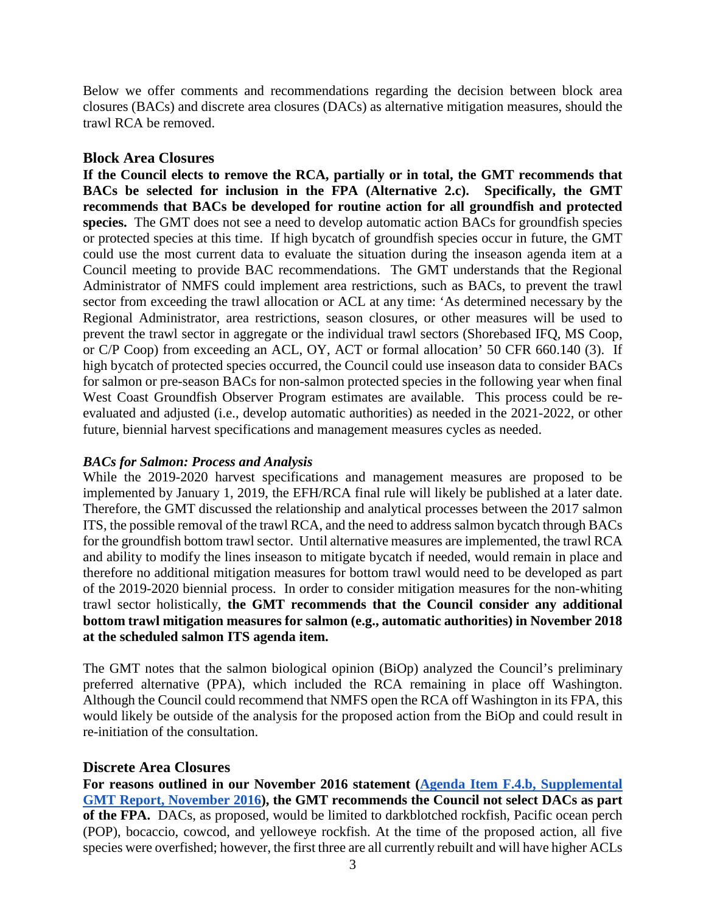Below we offer comments and recommendations regarding the decision between block area closures (BACs) and discrete area closures (DACs) as alternative mitigation measures, should the trawl RCA be removed.

## Block Area Closures

**If the Council elects to remove the RCA, partially or in total, the GMT recommends that BACs be selected for inclusion in the FPA (Alternative 2.c). Specifically, the GMT recommends that BACs be developed for routine action for all groundfish and protected species.** The GMT does not see a need to develop automatic action BACs for groundfish species or protected species at this time. If high bycatch of groundfish species occur in future, the GMT could use the most current data to evaluate the situation during the inseason agenda item at a Council meeting to provide BAC recommendations. The GMT understands that the Regional Administrator of NMFS could implement area restrictions, such as BACs, to prevent the trawl sector from exceeding the trawl allocation or ACL at any time: 'As determined necessary by the Regional Administrator, area restrictions, season closures, or other measures will be used to prevent the trawl sector in aggregate or the individual trawl sectors (Shorebased IFQ, MS Coop, or C/P Coop) from exceeding an ACL, OY, ACT or formal allocation' 50 CFR 660.140 (3). If high bycatch of protected species occurred, the Council could use inseason data to consider BACs for salmon or pre-season BACs for non-salmon protected species in the following year when final West Coast Groundfish Observer Program estimates are available. This process could be re-evaluated and adjusted (i.e., develop automatic authorities) as needed in the 2021-2022, or other future, biennial harvest specifications and management measures cycles as needed.

### *BACs for Salmon: Process and Analysis*

While the 2019-2020 harvest specifications and management measures are proposed to be implemented by January 1, 2019, the EFH/RCA final rule will likely be published at a later date. Therefore, the GMT discussed the relationship and analytical processes between the 2017 salmon ITS, the possible removal of the trawl RCA, and the need to address salmon bycatch through BACs for the groundfish bottom trawl sector. Until alternative measures are implemented, the trawl RCA and ability to modify the lines inseason to mitigate bycatch if needed, would remain in place and therefore no additional mitigation measures for bottom trawl would need to be developed as part of the 2019-2020 biennial process. In order to consider mitigation measures for the non-whiting trawl sector holistically, **the GMT recommends that the Council consider any additional bottom trawl mitigation measures for salmon (e.g., automatic authorities) in November 2018 at the scheduled salmon ITS agenda item.**

The GMT notes that the salmon biological opinion (BiOp) analyzed the Council's preliminary preferred alternative (PPA), which included the RCA remaining in place off Washington. Although the Council could recommend that NMFS open the RCA off Washington in its FPA, this would likely be outside of the analysis for the proposed action from the BiOp and could result in re-initiation of the consultation.

## Discrete Area Closures

**For reasons outlined in our November 2016 statement ([Agenda Item F.4.b, Supplemental GMT Report, November 2016]), the GMT recommends the Council not select DACs as part of the FPA.** DACs, as proposed, would be limited to darkblotched rockfish, Pacific ocean perch (POP), bocaccio, cowcod, and yelloweye rockfish. At the time of the proposed action, all five species were overfished; however, the first three are all currently rebuilt and will have higher ACLs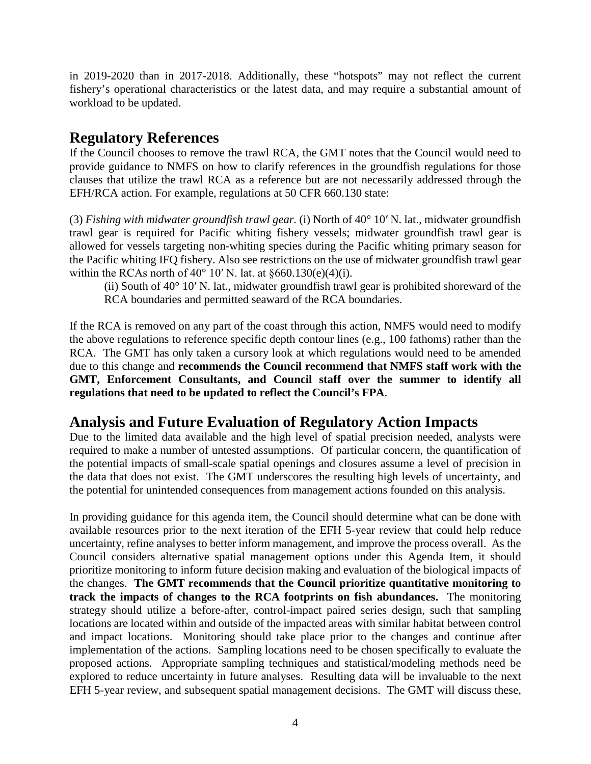in 2019-2020 than in 2017-2018. Additionally, these “hotspots” may not reflect the current fishery’s operational characteristics or the latest data, and may require a substantial amount of workload to be updated.

## Regulatory References

If the Council chooses to remove the trawl RCA, the GMT notes that the Council would need to provide guidance to NMFS on how to clarify references in the groundfish regulations for those clauses that utilize the trawl RCA as a reference but are not necessarily addressed through the EFH/RCA action. For example, regulations at 50 CFR 660.130 state:

(3) *Fishing with midwater groundfish trawl gear.* (i) North of 40° 10′ N. lat., midwater groundfish trawl gear is required for Pacific whiting fishery vessels; midwater groundfish trawl gear is allowed for vessels targeting non-whiting species during the Pacific whiting primary season for the Pacific whiting IFQ fishery. Also see restrictions on the use of midwater groundfish trawl gear within the RCAs north of 40° 10′ N. lat. at §660.130(e)(4)(i).

> (ii) South of 40° 10′ N. lat., midwater groundfish trawl gear is prohibited shoreward of the RCA boundaries and permitted seaward of the RCA boundaries.

If the RCA is removed on any part of the coast through this action, NMFS would need to modify the above regulations to reference specific depth contour lines (e.g., 100 fathoms) rather than the RCA. The GMT has only taken a cursory look at which regulations would need to be amended due to this change and **recommends the Council recommend that NMFS staff work with the GMT, Enforcement Consultants, and Council staff over the summer to identify all regulations that need to be updated to reflect the Council’s FPA**.

## Analysis and Future Evaluation of Regulatory Action Impacts

Due to the limited data available and the high level of spatial precision needed, analysts were required to make a number of untested assumptions. Of particular concern, the quantification of the potential impacts of small-scale spatial openings and closures assume a level of precision in the data that does not exist. The GMT underscores the resulting high levels of uncertainty, and the potential for unintended consequences from management actions founded on this analysis.

In providing guidance for this agenda item, the Council should determine what can be done with available resources prior to the next iteration of the EFH 5-year review that could help reduce uncertainty, refine analyses to better inform management, and improve the process overall. As the Council considers alternative spatial management options under this Agenda Item, it should prioritize monitoring to inform future decision making and evaluation of the biological impacts of the changes. **The GMT recommends that the Council prioritize quantitative monitoring to track the impacts of changes to the RCA footprints on fish abundances.** The monitoring strategy should utilize a before-after, control-impact paired series design, such that sampling locations are located within and outside of the impacted areas with similar habitat between control and impact locations. Monitoring should take place prior to the changes and continue after implementation of the actions. Sampling locations need to be chosen specifically to evaluate the proposed actions. Appropriate sampling techniques and statistical/modeling methods need be explored to reduce uncertainty in future analyses. Resulting data will be invaluable to the next EFH 5-year review, and subsequent spatial management decisions. The GMT will discuss these,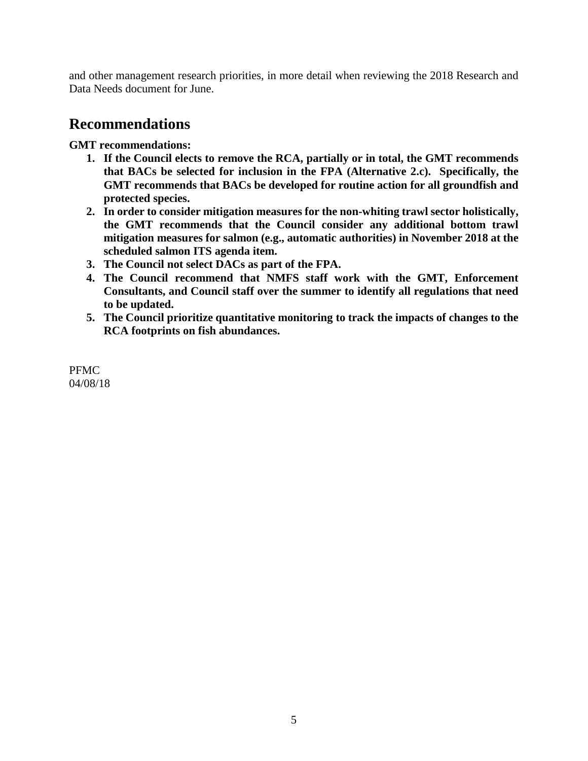and other management research priorities, in more detail when reviewing the 2018 Research and Data Needs document for June.

## Recommendations

**GMT recommendations:**

1. **If the Council elects to remove the RCA, partially or in total, the GMT recommends that BACs be selected for inclusion in the FPA (Alternative 2.c). Specifically, the GMT recommends that BACs be developed for routine action for all groundfish and protected species.**
2. **In order to consider mitigation measures for the non-whiting trawl sector holistically, the GMT recommends that the Council consider any additional bottom trawl mitigation measures for salmon (e.g., automatic authorities) in November 2018 at the scheduled salmon ITS agenda item.**
3. **The Council not select DACs as part of the FPA.**
4. **The Council recommend that NMFS staff work with the GMT, Enforcement Consultants, and Council staff over the summer to identify all regulations that need to be updated.**
5. **The Council prioritize quantitative monitoring to track the impacts of changes to the RCA footprints on fish abundances.**

PFMC
04/08/18